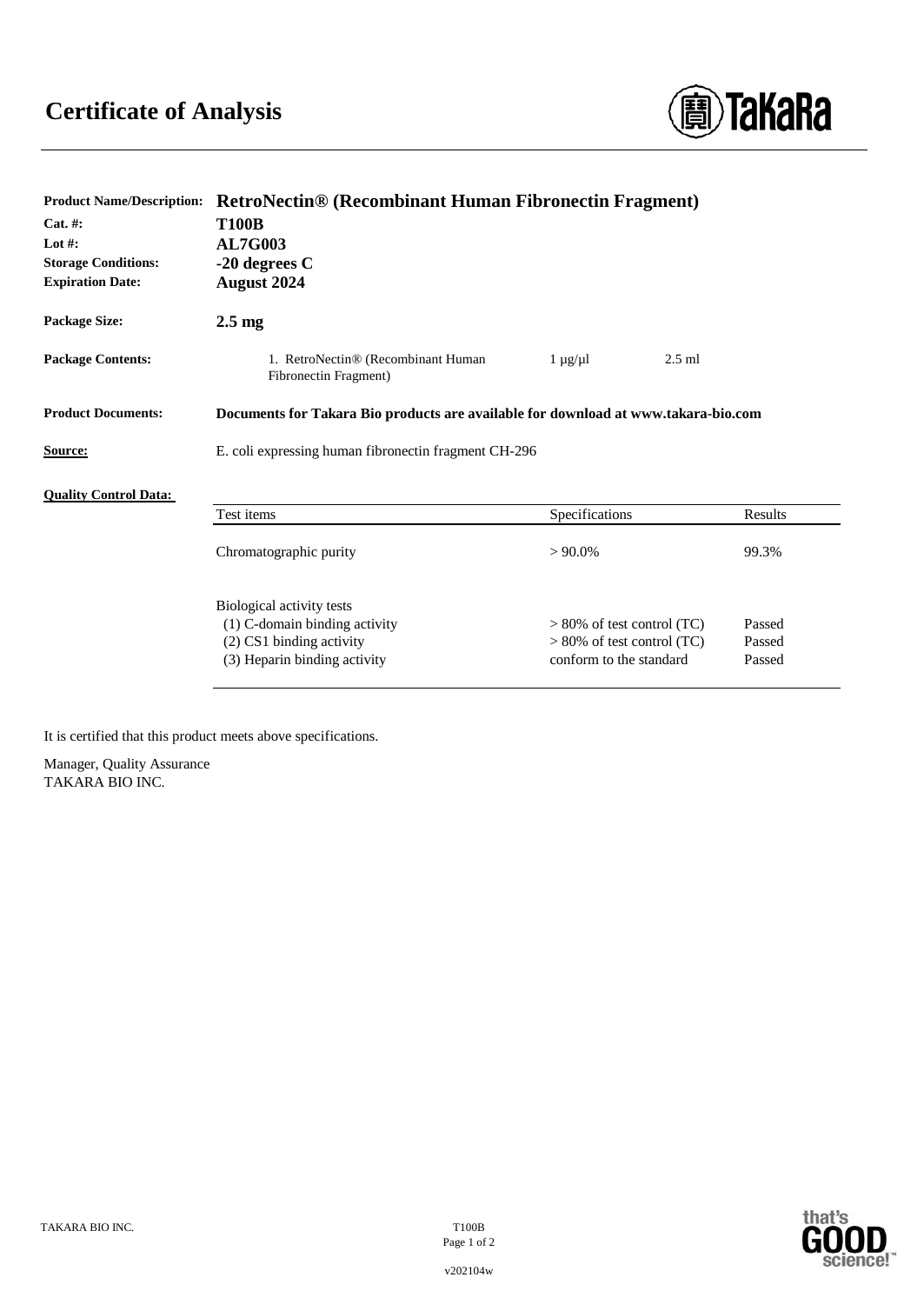# Certificate of Analysis

**Product Name/Description:** **RetroNectin® (Recombinant Human Fibronectin Fragment)**

**Cat. #:** **T100B**

**Lot #:** **AL7G003**

**Storage Conditions:** **-20 degrees C**

**Expiration Date:** **August 2024**

**Package Size:** **2.5 mg**

**Package Contents:**

| | | |
|---|---|---|
| 1. RetroNectin® (Recombinant Human Fibronectin Fragment) | 1 μg/μl | 2.5 ml |

**Product Documents:** **Documents for Takara Bio products are available for download at www.takara-bio.com**

**Source:** E. coli expressing human fibronectin fragment CH-296

**Quality Control Data:**

| Test items | Specifications | Results |
|---|---|---|
| Chromatographic purity | > 90.0% | 99.3% |
| Biological activity tests | | |
| (1) C-domain binding activity | > 80% of test control (TC) | Passed |
| (2) CS1 binding activity | > 80% of test control (TC) | Passed |
| (3) Heparin binding activity | conform to the standard | Passed |

It is certified that this product meets above specifications.

Manager, Quality Assurance
TAKARA BIO INC.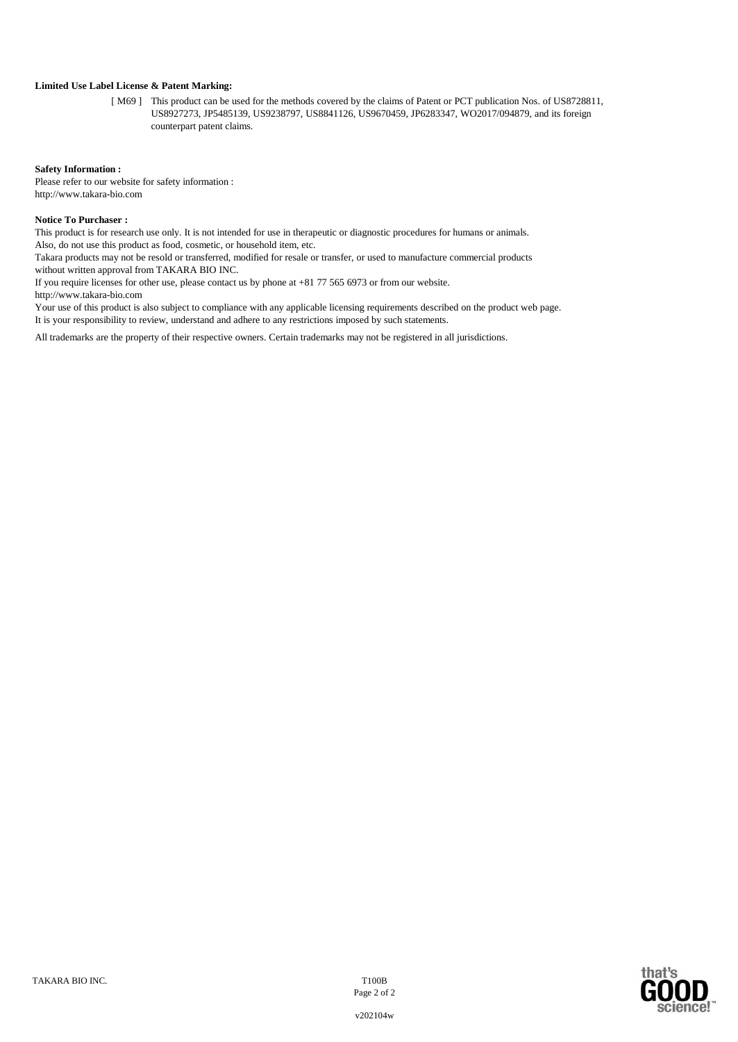**Limited Use Label License & Patent Marking:**

[ M69 ] This product can be used for the methods covered by the claims of Patent or PCT publication Nos. of US8728811, US8927273, JP5485139, US9238797, US8841126, US9670459, JP6283347, WO2017/094879, and its foreign counterpart patent claims.

**Safety Information :**

Please refer to our website for safety information :
http://www.takara-bio.com

**Notice To Purchaser :**

This product is for research use only. It is not intended for use in therapeutic or diagnostic procedures for humans or animals.
Also, do not use this product as food, cosmetic, or household item, etc.
Takara products may not be resold or transferred, modified for resale or transfer, or used to manufacture commercial products without written approval from TAKARA BIO INC.
If you require licenses for other use, please contact us by phone at +81 77 565 6973 or from our website.
http://www.takara-bio.com
Your use of this product is also subject to compliance with any applicable licensing requirements described on the product web page.
It is your responsibility to review, understand and adhere to any restrictions imposed by such statements.

All trademarks are the property of their respective owners. Certain trademarks may not be registered in all jurisdictions.